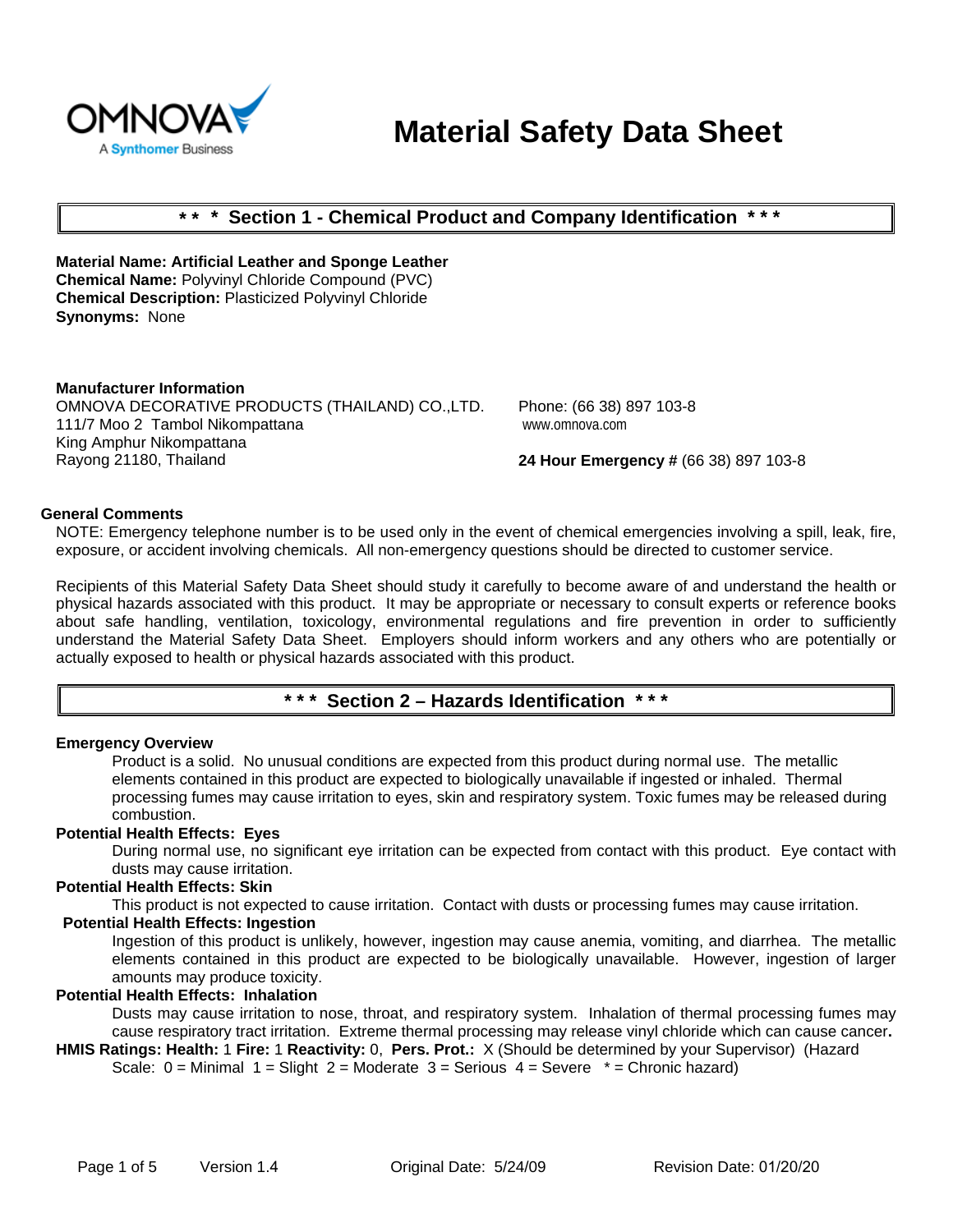OMNOVA
A Synthomer Business

# Material Safety Data Sheet

## * * * Section 1 - Chemical Product and Company Identification * * *

**Material Name: Artificial Leather and Sponge Leather**
**Chemical Name:** Polyvinyl Chloride Compound (PVC)
**Chemical Description:** Plasticized Polyvinyl Chloride
**Synonyms:** None

**Manufacturer Information**
OMNOVA DECORATIVE PRODUCTS (THAILAND) CO.,LTD.
111/7 Moo 2 Tambol Nikompattana
King Amphur Nikompattana
Rayong 21180, Thailand

Phone: (66 38) 897 103-8
www.omnova.com

**24 Hour Emergency #** (66 38) 897 103-8

**General Comments**

NOTE: Emergency telephone number is to be used only in the event of chemical emergencies involving a spill, leak, fire, exposure, or accident involving chemicals. All non-emergency questions should be directed to customer service.

Recipients of this Material Safety Data Sheet should study it carefully to become aware of and understand the health or physical hazards associated with this product. It may be appropriate or necessary to consult experts or reference books about safe handling, ventilation, toxicology, environmental regulations and fire prevention in order to sufficiently understand the Material Safety Data Sheet. Employers should inform workers and any others who are potentially or actually exposed to health or physical hazards associated with this product.

## * * * Section 2 – Hazards Identification * * *

**Emergency Overview**

Product is a solid. No unusual conditions are expected from this product during normal use. The metallic elements contained in this product are expected to biologically unavailable if ingested or inhaled. Thermal processing fumes may cause irritation to eyes, skin and respiratory system. Toxic fumes may be released during combustion.

**Potential Health Effects: Eyes**

During normal use, no significant eye irritation can be expected from contact with this product. Eye contact with dusts may cause irritation.

**Potential Health Effects: Skin**

This product is not expected to cause irritation. Contact with dusts or processing fumes may cause irritation.

**Potential Health Effects: Ingestion**

Ingestion of this product is unlikely, however, ingestion may cause anemia, vomiting, and diarrhea. The metallic elements contained in this product are expected to be biologically unavailable. However, ingestion of larger amounts may produce toxicity.

**Potential Health Effects: Inhalation**

Dusts may cause irritation to nose, throat, and respiratory system. Inhalation of thermal processing fumes may cause respiratory tract irritation. Extreme thermal processing may release vinyl chloride which can cause cancer**.**

**HMIS Ratings: Health:** 1 **Fire:** 1 **Reactivity:** 0, **Pers. Prot.:** X (Should be determined by your Supervisor) (Hazard Scale: 0 = Minimal 1 = Slight 2 = Moderate 3 = Serious 4 = Severe * = Chronic hazard)

Version 1.4 Original Date: 5/24/09 Revision Date: 01/20/20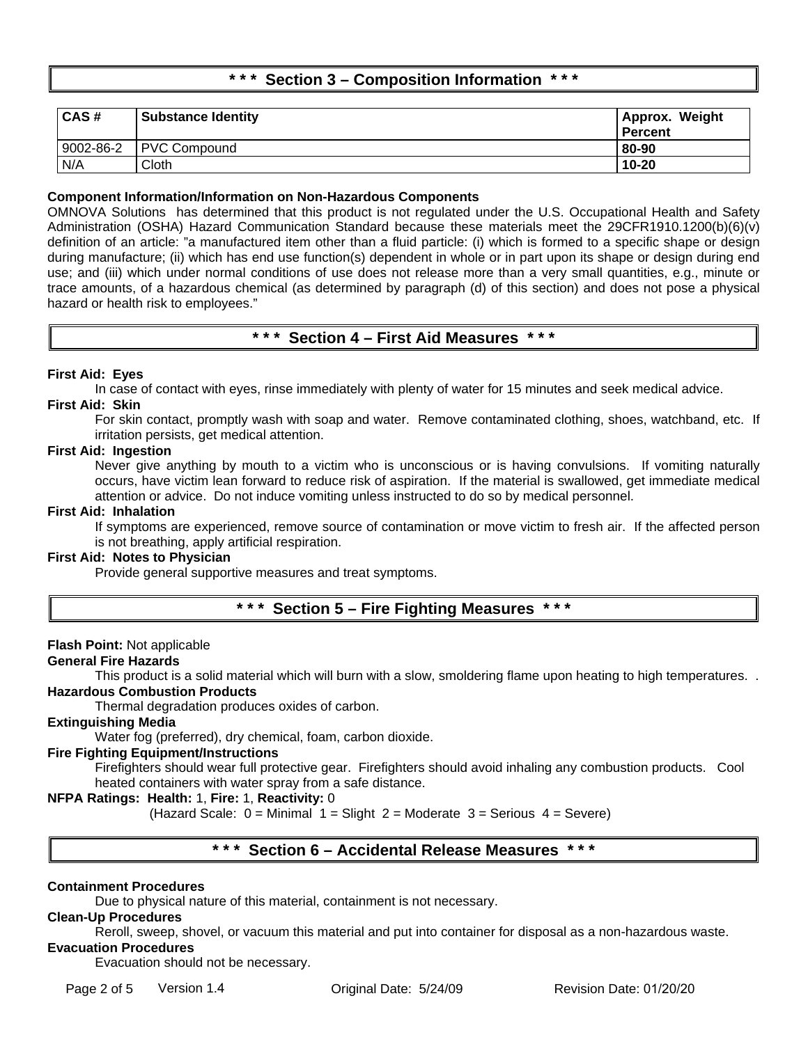## \* \* \* Section 3 – Composition Information \* \* \*

| CAS # | Substance Identity | Approx. Weight Percent |
|---|---|---|
| 9002-86-2 | PVC Compound | 80-90 |
| N/A | Cloth | 10-20 |

**Component Information/Information on Non-Hazardous Components**

OMNOVA Solutions has determined that this product is not regulated under the U.S. Occupational Health and Safety Administration (OSHA) Hazard Communication Standard because these materials meet the 29CFR1910.1200(b)(6)(v) definition of an article: "a manufactured item other than a fluid particle: (i) which is formed to a specific shape or design during manufacture; (ii) which has end use function(s) dependent in whole or in part upon its shape or design during end use; and (iii) which under normal conditions of use does not release more than a very small quantities, e.g., minute or trace amounts, of a hazardous chemical (as determined by paragraph (d) of this section) and does not pose a physical hazard or health risk to employees."

## \* \* \* Section 4 – First Aid Measures \* \* \*

**First Aid: Eyes**

In case of contact with eyes, rinse immediately with plenty of water for 15 minutes and seek medical advice.

**First Aid: Skin**

For skin contact, promptly wash with soap and water. Remove contaminated clothing, shoes, watchband, etc. If irritation persists, get medical attention.

**First Aid: Ingestion**

Never give anything by mouth to a victim who is unconscious or is having convulsions. If vomiting naturally occurs, have victim lean forward to reduce risk of aspiration. If the material is swallowed, get immediate medical attention or advice. Do not induce vomiting unless instructed to do so by medical personnel.

**First Aid: Inhalation**

If symptoms are experienced, remove source of contamination or move victim to fresh air. If the affected person is not breathing, apply artificial respiration.

**First Aid: Notes to Physician**

Provide general supportive measures and treat symptoms.

## \* \* \* Section 5 – Fire Fighting Measures \* \* \*

**Flash Point:** Not applicable

**General Fire Hazards**

This product is a solid material which will burn with a slow, smoldering flame upon heating to high temperatures. .

**Hazardous Combustion Products**

Thermal degradation produces oxides of carbon.

**Extinguishing Media**

Water fog (preferred), dry chemical, foam, carbon dioxide.

**Fire Fighting Equipment/Instructions**

Firefighters should wear full protective gear. Firefighters should avoid inhaling any combustion products. Cool heated containers with water spray from a safe distance.

**NFPA Ratings: Health:** 1, **Fire:** 1, **Reactivity:** 0

(Hazard Scale: 0 = Minimal 1 = Slight 2 = Moderate 3 = Serious 4 = Severe)

## \* \* \* Section 6 – Accidental Release Measures \* \* \*

**Containment Procedures**

Due to physical nature of this material, containment is not necessary.

**Clean-Up Procedures**

Reroll, sweep, shovel, or vacuum this material and put into container for disposal as a non-hazardous waste.

**Evacuation Procedures**

Evacuation should not be necessary.

Version 1.4 Original Date: 5/24/09 Revision Date: 01/20/20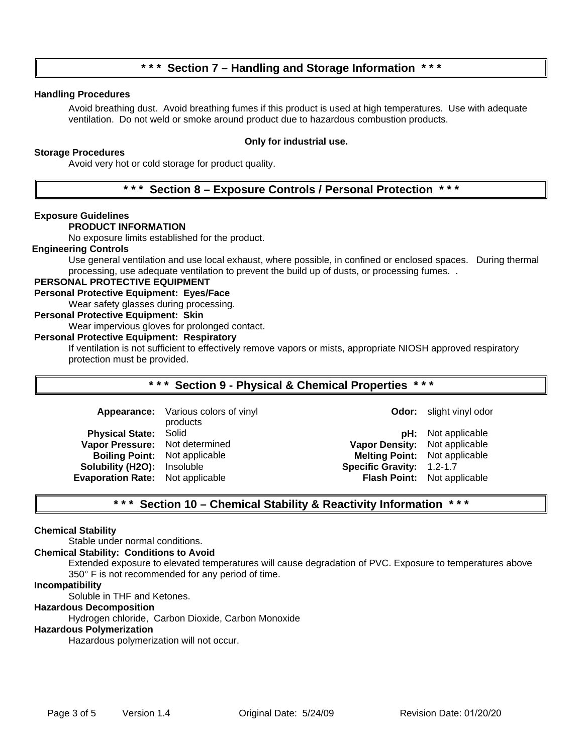## * * * Section 7 – Handling and Storage Information * * *

**Handling Procedures**

Avoid breathing dust. Avoid breathing fumes if this product is used at high temperatures. Use with adequate ventilation. Do not weld or smoke around product due to hazardous combustion products.

**Only for industrial use.**

**Storage Procedures**

Avoid very hot or cold storage for product quality.

## * * * Section 8 – Exposure Controls / Personal Protection * * *

**Exposure Guidelines**

**PRODUCT INFORMATION**

No exposure limits established for the product.

**Engineering Controls**

Use general ventilation and use local exhaust, where possible, in confined or enclosed spaces. During thermal processing, use adequate ventilation to prevent the build up of dusts, or processing fumes. .

**PERSONAL PROTECTIVE EQUIPMENT**

**Personal Protective Equipment: Eyes/Face**

Wear safety glasses during processing.

**Personal Protective Equipment: Skin**

Wear impervious gloves for prolonged contact.

**Personal Protective Equipment: Respiratory**

If ventilation is not sufficient to effectively remove vapors or mists, appropriate NIOSH approved respiratory protection must be provided.

## * * * Section 9 - Physical & Chemical Properties * * *

| | | | |
|---|---|---|---|
| **Appearance:** | Various colors of vinyl products | **Odor:** | slight vinyl odor |
| **Physical State:** | Solid | **pH:** | Not applicable |
| **Vapor Pressure:** | Not determined | **Vapor Density:** | Not applicable |
| **Boiling Point:** | Not applicable | **Melting Point:** | Not applicable |
| **Solubility (H2O):** | Insoluble | **Specific Gravity:** | 1.2-1.7 |
| **Evaporation Rate:** | Not applicable | **Flash Point:** | Not applicable |

## * * * Section 10 – Chemical Stability & Reactivity Information * * *

**Chemical Stability**

Stable under normal conditions.

**Chemical Stability: Conditions to Avoid**

Extended exposure to elevated temperatures will cause degradation of PVC. Exposure to temperatures above 350° F is not recommended for any period of time.

**Incompatibility**

Soluble in THF and Ketones.

**Hazardous Decomposition**

Hydrogen chloride, Carbon Dioxide, Carbon Monoxide

**Hazardous Polymerization**

Hazardous polymerization will not occur.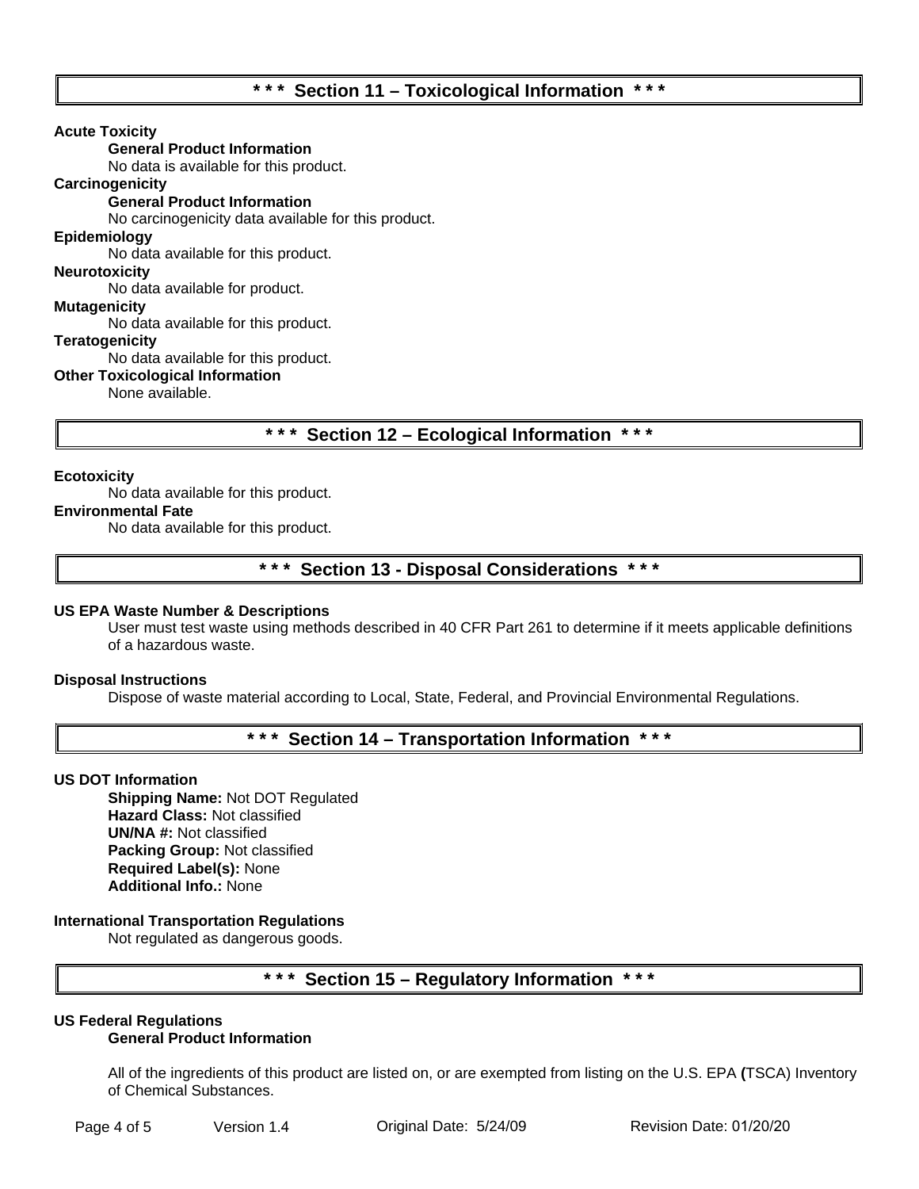## * * * Section 11 – Toxicological Information * * *

**Acute Toxicity**

**General Product Information**

No data is available for this product.

**Carcinogenicity**

**General Product Information**

No carcinogenicity data available for this product.

**Epidemiology**

No data available for this product.

**Neurotoxicity**

No data available for product.

**Mutagenicity**

No data available for this product.

**Teratogenicity**

No data available for this product.

**Other Toxicological Information**

None available.

## * * * Section 12 – Ecological Information * * *

**Ecotoxicity**

No data available for this product.

**Environmental Fate**

No data available for this product.

## * * * Section 13 - Disposal Considerations * * *

**US EPA Waste Number & Descriptions**

User must test waste using methods described in 40 CFR Part 261 to determine if it meets applicable definitions of a hazardous waste.

**Disposal Instructions**

Dispose of waste material according to Local, State, Federal, and Provincial Environmental Regulations.

## * * * Section 14 – Transportation Information * * *

**US DOT Information**

**Shipping Name:** Not DOT Regulated
**Hazard Class:** Not classified
**UN/NA #:** Not classified
**Packing Group:** Not classified
**Required Label(s):** None
**Additional Info.:** None

**International Transportation Regulations**

Not regulated as dangerous goods.

## * * * Section 15 – Regulatory Information * * *

**US Federal Regulations**

**General Product Information**

All of the ingredients of this product are listed on, or are exempted from listing on the U.S. EPA **(**TSCA) Inventory of Chemical Substances.

Version 1.4 Original Date: 5/24/09 Revision Date: 01/20/20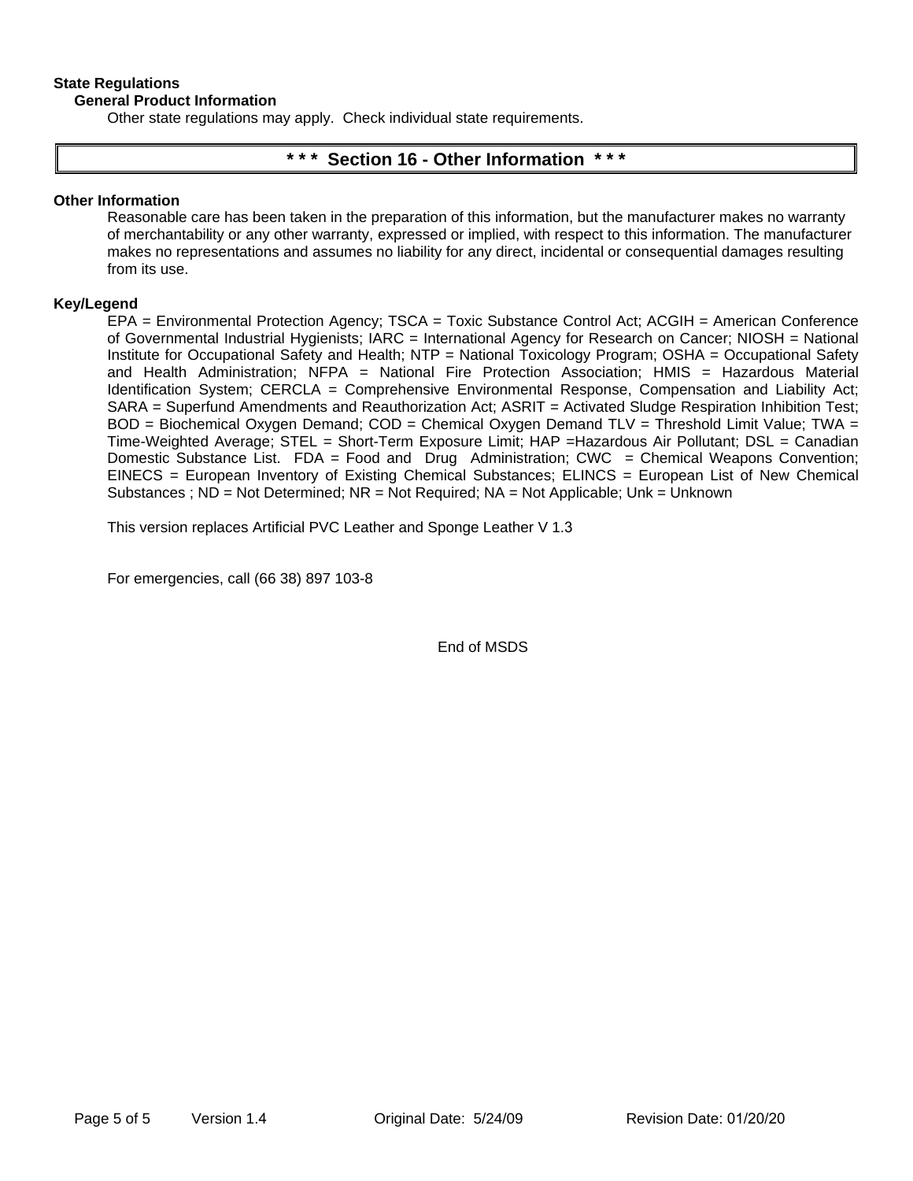**State Regulations**

**General Product Information**

Other state regulations may apply. Check individual state requirements.

## * * * Section 16 - Other Information * * *

**Other Information**

Reasonable care has been taken in the preparation of this information, but the manufacturer makes no warranty of merchantability or any other warranty, expressed or implied, with respect to this information. The manufacturer makes no representations and assumes no liability for any direct, incidental or consequential damages resulting from its use.

**Key/Legend**

EPA = Environmental Protection Agency; TSCA = Toxic Substance Control Act; ACGIH = American Conference of Governmental Industrial Hygienists; IARC = International Agency for Research on Cancer; NIOSH = National Institute for Occupational Safety and Health; NTP = National Toxicology Program; OSHA = Occupational Safety and Health Administration; NFPA = National Fire Protection Association; HMIS = Hazardous Material Identification System; CERCLA = Comprehensive Environmental Response, Compensation and Liability Act; SARA = Superfund Amendments and Reauthorization Act; ASRIT = Activated Sludge Respiration Inhibition Test; BOD = Biochemical Oxygen Demand; COD = Chemical Oxygen Demand TLV = Threshold Limit Value; TWA = Time-Weighted Average; STEL = Short-Term Exposure Limit; HAP =Hazardous Air Pollutant; DSL = Canadian Domestic Substance List. FDA = Food and Drug Administration; CWC = Chemical Weapons Convention; EINECS = European Inventory of Existing Chemical Substances; ELINCS = European List of New Chemical Substances ; ND = Not Determined; NR = Not Required; NA = Not Applicable; Unk = Unknown

This version replaces Artificial PVC Leather and Sponge Leather V 1.3

For emergencies, call (66 38) 897 103-8

End of MSDS